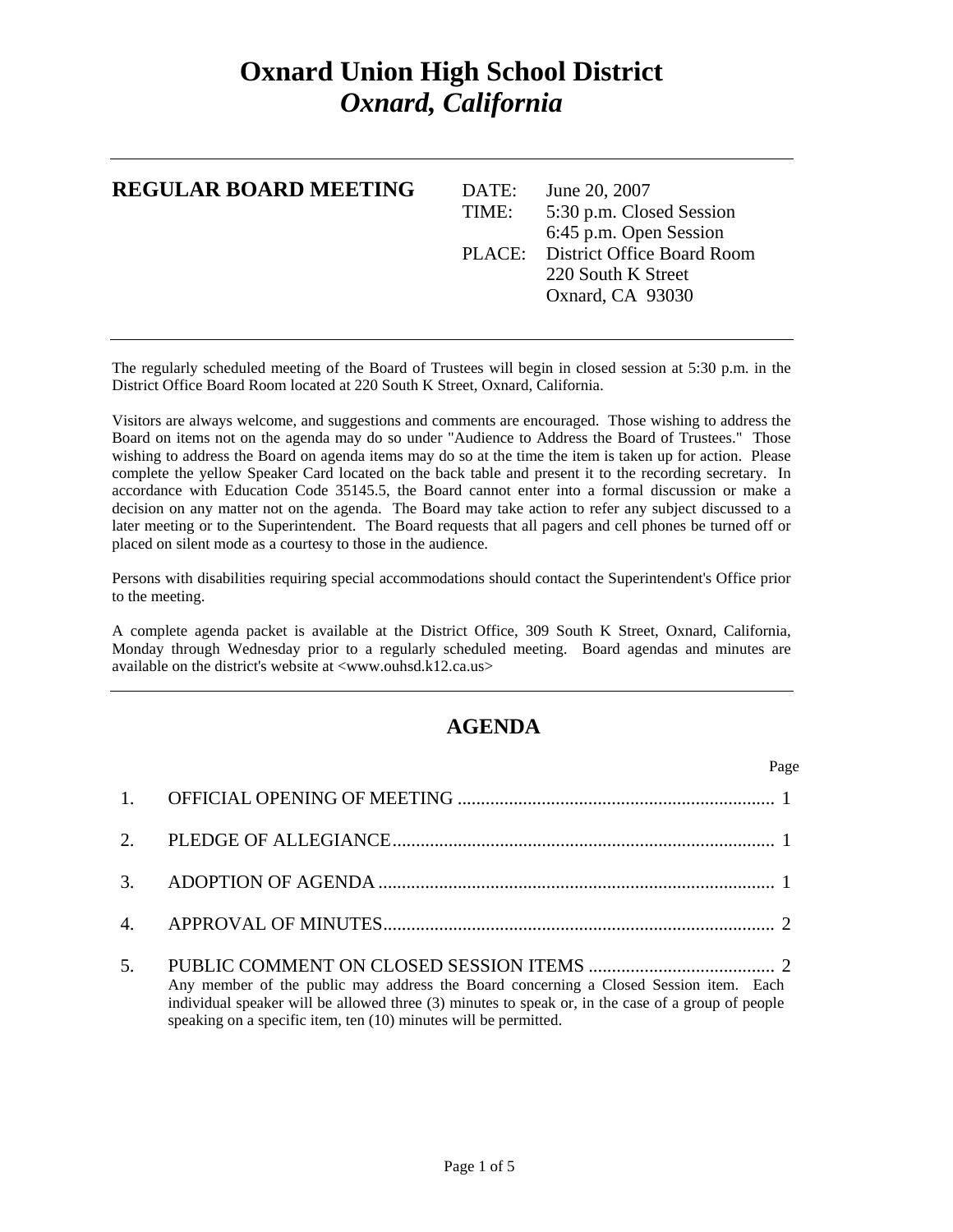# Oxnard Union High School District

## *Oxnard, California*

---

**REGULAR BOARD MEETING**

DATE: June 20, 2007
TIME: 5:30 p.m. Closed Session
6:45 p.m. Open Session
PLACE: District Office Board Room
220 South K Street
Oxnard, CA 93030

---

The regularly scheduled meeting of the Board of Trustees will begin in closed session at 5:30 p.m. in the District Office Board Room located at 220 South K Street, Oxnard, California.

Visitors are always welcome, and suggestions and comments are encouraged. Those wishing to address the Board on items not on the agenda may do so under "Audience to Address the Board of Trustees." Those wishing to address the Board on agenda items may do so at the time the item is taken up for action. Please complete the yellow Speaker Card located on the back table and present it to the recording secretary. In accordance with Education Code 35145.5, the Board cannot enter into a formal discussion or make a decision on any matter not on the agenda. The Board may take action to refer any subject discussed to a later meeting or to the Superintendent. The Board requests that all pagers and cell phones be turned off or placed on silent mode as a courtesy to those in the audience.

Persons with disabilities requiring special accommodations should contact the Superintendent's Office prior to the meeting.

A complete agenda packet is available at the District Office, 309 South K Street, Oxnard, California, Monday through Wednesday prior to a regularly scheduled meeting. Board agendas and minutes are available on the district's website at <www.ouhsd.k12.ca.us>

---

## AGENDA

| | | Page |
|---|---|---|
| 1. | OFFICIAL OPENING OF MEETING | 1 |
| 2. | PLEDGE OF ALLEGIANCE | 1 |
| 3. | ADOPTION OF AGENDA | 1 |
| 4. | APPROVAL OF MINUTES | 2 |
| 5. | PUBLIC COMMENT ON CLOSED SESSION ITEMS | 2 |

Any member of the public may address the Board concerning a Closed Session item. Each individual speaker will be allowed three (3) minutes to speak or, in the case of a group of people speaking on a specific item, ten (10) minutes will be permitted.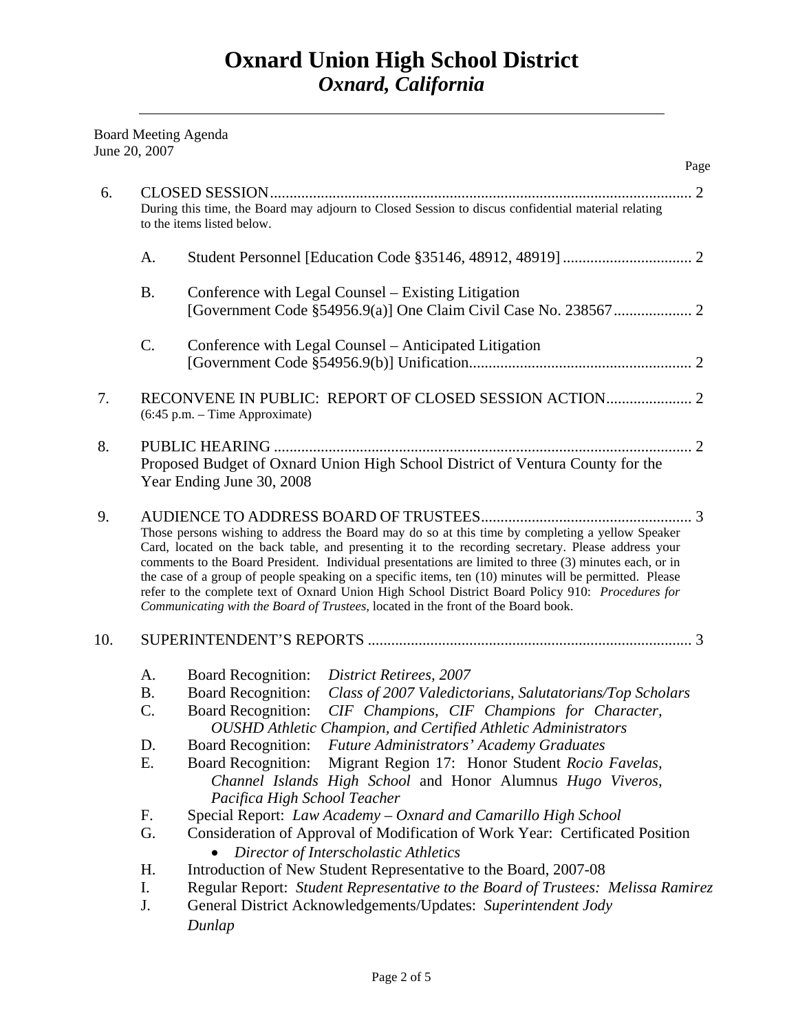# Oxnard Union High School District
## *Oxnard, California*

---

Board Meeting Agenda
June 20, 2007

Page

6. CLOSED SESSION ........................................................................................................ 2
   During this time, the Board may adjourn to Closed Session to discus confidential material relating to the items listed below.

   A. Student Personnel [Education Code §35146, 48912, 48919] ................................ 2

   B. Conference with Legal Counsel – Existing Litigation
      [Government Code §54956.9(a)] One Claim Civil Case No. 238567 .................... 2

   C. Conference with Legal Counsel – Anticipated Litigation
      [Government Code §54956.9(b)] Unification......................................................... 2

7. RECONVENE IN PUBLIC: REPORT OF CLOSED SESSION ACTION ...................... 2
   (6:45 p.m. – Time Approximate)

8. PUBLIC HEARING ........................................................................................................ 2
   Proposed Budget of Oxnard Union High School District of Ventura County for the Year Ending June 30, 2008

9. AUDIENCE TO ADDRESS BOARD OF TRUSTEES...................................................... 3
   Those persons wishing to address the Board may do so at this time by completing a yellow Speaker Card, located on the back table, and presenting it to the recording secretary. Please address your comments to the Board President. Individual presentations are limited to three (3) minutes each, or in the case of a group of people speaking on a specific items, ten (10) minutes will be permitted. Please refer to the complete text of Oxnard Union High School District Board Policy 910: *Procedures for Communicating with the Board of Trustees,* located in the front of the Board book.

10. SUPERINTENDENT'S REPORTS .................................................................................. 3

   A. Board Recognition: *District Retirees, 2007*
   B. Board Recognition: *Class of 2007 Valedictorians, Salutatorians/Top Scholars*
   C. Board Recognition: *CIF Champions, CIF Champions for Character, OUSHD Athletic Champion, and Certified Athletic Administrators*
   D. Board Recognition: *Future Administrators' Academy Graduates*
   E. Board Recognition: Migrant Region 17: Honor Student *Rocio Favelas, Channel Islands High School* and Honor Alumnus *Hugo Viveros, Pacifica High School Teacher*
   F. Special Report: *Law Academy – Oxnard and Camarillo High School*
   G. Consideration of Approval of Modification of Work Year: Certificated Position
      - *Director of Interscholastic Athletics*
   H. Introduction of New Student Representative to the Board, 2007-08
   I. Regular Report: *Student Representative to the Board of Trustees: Melissa Ramirez*
   J. General District Acknowledgements/Updates: *Superintendent Jody Dunlap*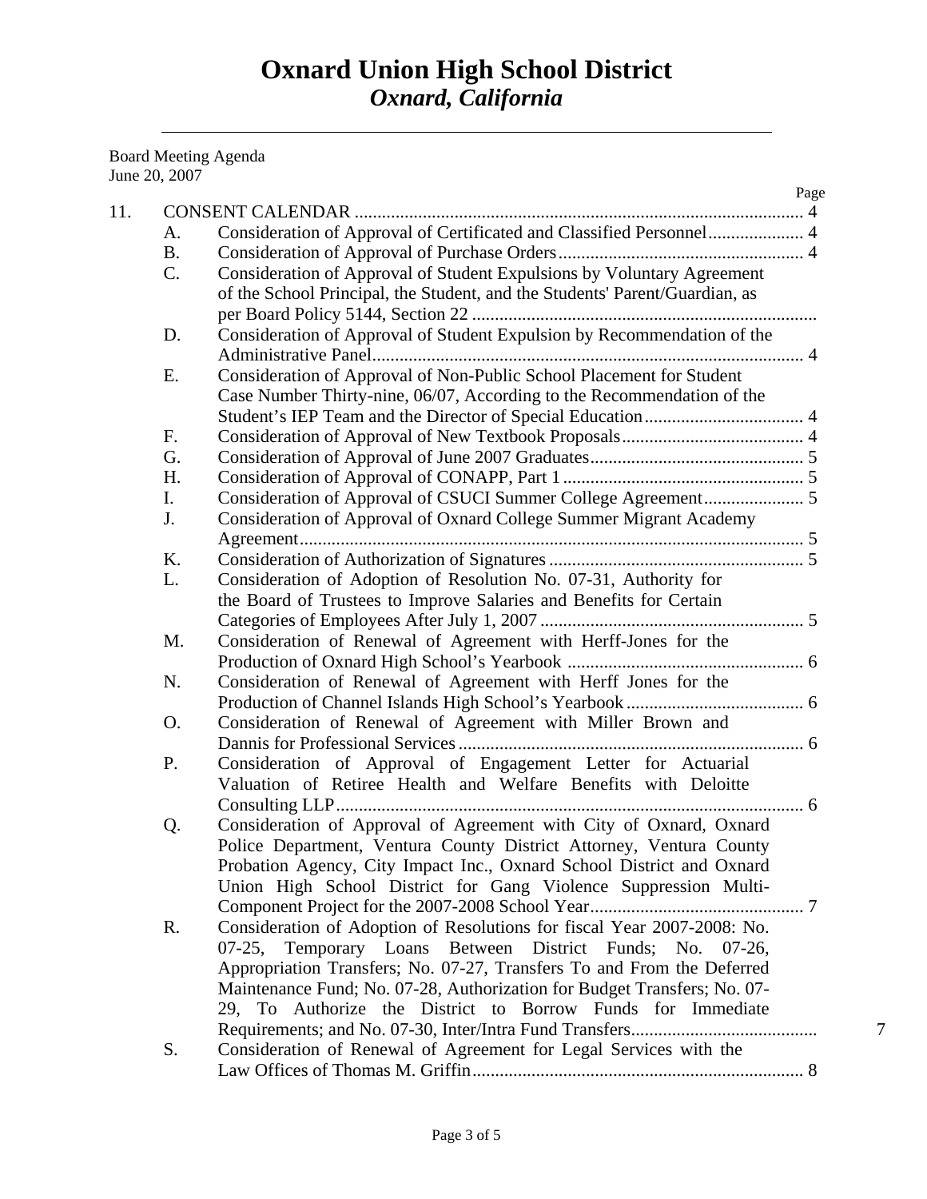# Oxnard Union High School District
## *Oxnard, California*

---

Board Meeting Agenda
June 20, 2007

| | | | Page |
|---|---|---|---|
| 11. | CONSENT CALENDAR | | 4 |
| | A. | Consideration of Approval of Certificated and Classified Personnel | 4 |
| | B. | Consideration of Approval of Purchase Orders | 4 |
| | C. | Consideration of Approval of Student Expulsions by Voluntary Agreement of the School Principal, the Student, and the Students' Parent/Guardian, as per Board Policy 5144, Section 22 | |
| | D. | Consideration of Approval of Student Expulsion by Recommendation of the Administrative Panel | 4 |
| | E. | Consideration of Approval of Non-Public School Placement for Student Case Number Thirty-nine, 06/07, According to the Recommendation of the Student's IEP Team and the Director of Special Education | 4 |
| | F. | Consideration of Approval of New Textbook Proposals | 4 |
| | G. | Consideration of Approval of June 2007 Graduates | 5 |
| | H. | Consideration of Approval of CONAPP, Part 1 | 5 |
| | I. | Consideration of Approval of CSUCI Summer College Agreement | 5 |
| | J. | Consideration of Approval of Oxnard College Summer Migrant Academy Agreement | 5 |
| | K. | Consideration of Authorization of Signatures | 5 |
| | L. | Consideration of Adoption of Resolution No. 07-31, Authority for the Board of Trustees to Improve Salaries and Benefits for Certain Categories of Employees After July 1, 2007 | 5 |
| | M. | Consideration of Renewal of Agreement with Herff-Jones for the Production of Oxnard High School's Yearbook | 6 |
| | N. | Consideration of Renewal of Agreement with Herff Jones for the Production of Channel Islands High School's Yearbook | 6 |
| | O. | Consideration of Renewal of Agreement with Miller Brown and Dannis for Professional Services | 6 |
| | P. | Consideration of Approval of Engagement Letter for Actuarial Valuation of Retiree Health and Welfare Benefits with Deloitte Consulting LLP | 6 |
| | Q. | Consideration of Approval of Agreement with City of Oxnard, Oxnard Police Department, Ventura County District Attorney, Ventura County Probation Agency, City Impact Inc., Oxnard School District and Oxnard Union High School District for Gang Violence Suppression Multi-Component Project for the 2007-2008 School Year | 7 |
| | R. | Consideration of Adoption of Resolutions for fiscal Year 2007-2008: No. 07-25, Temporary Loans Between District Funds; No. 07-26, Appropriation Transfers; No. 07-27, Transfers To and From the Deferred Maintenance Fund; No. 07-28, Authorization for Budget Transfers; No. 07-29, To Authorize the District to Borrow Funds for Immediate Requirements; and No. 07-30, Inter/Intra Fund Transfers | 7 |
| | S. | Consideration of Renewal of Agreement for Legal Services with the Law Offices of Thomas M. Griffin | 8 |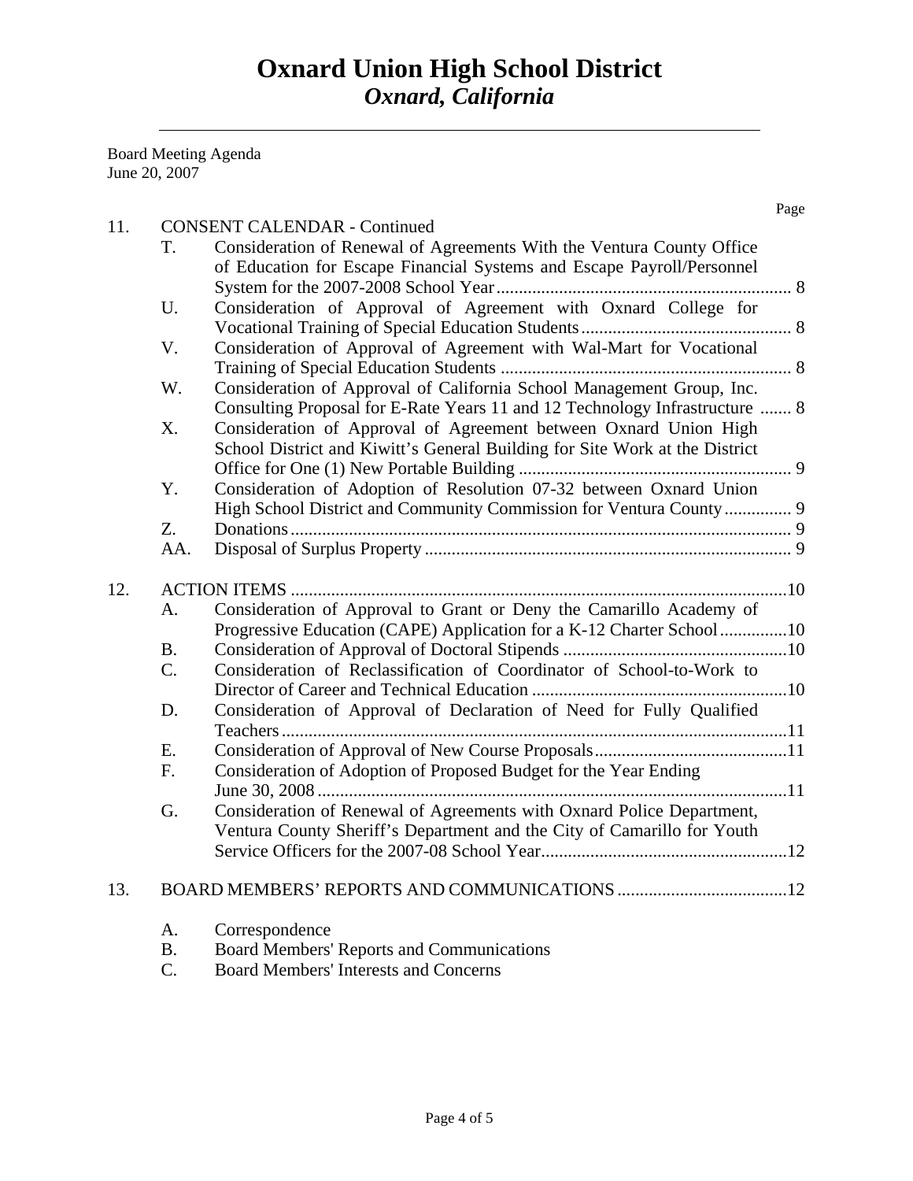# Oxnard Union High School District
## *Oxnard, California*

Board Meeting Agenda
June 20, 2007

Page

11. CONSENT CALENDAR - Continued
    - T. Consideration of Renewal of Agreements With the Ventura County Office of Education for Escape Financial Systems and Escape Payroll/Personnel System for the 2007-2008 School Year .......... 8
    - U. Consideration of Approval of Agreement with Oxnard College for Vocational Training of Special Education Students .......... 8
    - V. Consideration of Approval of Agreement with Wal-Mart for Vocational Training of Special Education Students .......... 8
    - W. Consideration of Approval of California School Management Group, Inc. Consulting Proposal for E-Rate Years 11 and 12 Technology Infrastructure .......... 8
    - X. Consideration of Approval of Agreement between Oxnard Union High School District and Kiwitt's General Building for Site Work at the District Office for One (1) New Portable Building .......... 9
    - Y. Consideration of Adoption of Resolution 07-32 between Oxnard Union High School District and Community Commission for Ventura County .......... 9
    - Z. Donations .......... 9
    - AA. Disposal of Surplus Property .......... 9

12. ACTION ITEMS .......... 10
    - A. Consideration of Approval to Grant or Deny the Camarillo Academy of Progressive Education (CAPE) Application for a K-12 Charter School .......... 10
    - B. Consideration of Approval of Doctoral Stipends .......... 10
    - C. Consideration of Reclassification of Coordinator of School-to-Work to Director of Career and Technical Education .......... 10
    - D. Consideration of Approval of Declaration of Need for Fully Qualified Teachers .......... 11
    - E. Consideration of Approval of New Course Proposals .......... 11
    - F. Consideration of Adoption of Proposed Budget for the Year Ending June 30, 2008 .......... 11
    - G. Consideration of Renewal of Agreements with Oxnard Police Department, Ventura County Sheriff's Department and the City of Camarillo for Youth Service Officers for the 2007-08 School Year .......... 12

13. BOARD MEMBERS' REPORTS AND COMMUNICATIONS .......... 12
    - A. Correspondence
    - B. Board Members' Reports and Communications
    - C. Board Members' Interests and Concerns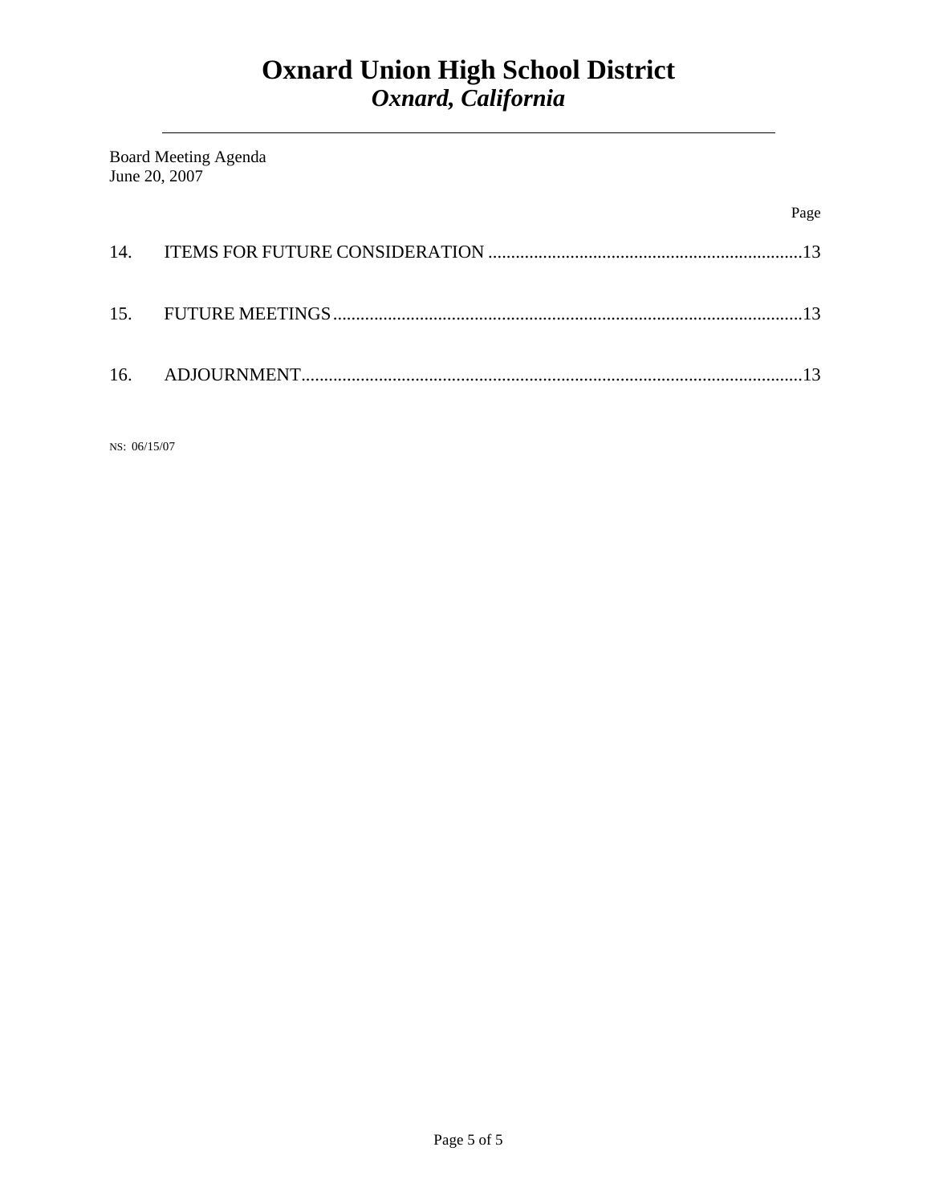# Oxnard Union High School District
## *Oxnard, California*

Board Meeting Agenda
June 20, 2007

| | | Page |
|---|---|---|
| 14. | ITEMS FOR FUTURE CONSIDERATION | 13 |
| 15. | FUTURE MEETINGS | 13 |
| 16. | ADJOURNMENT | 13 |

NS: 06/15/07